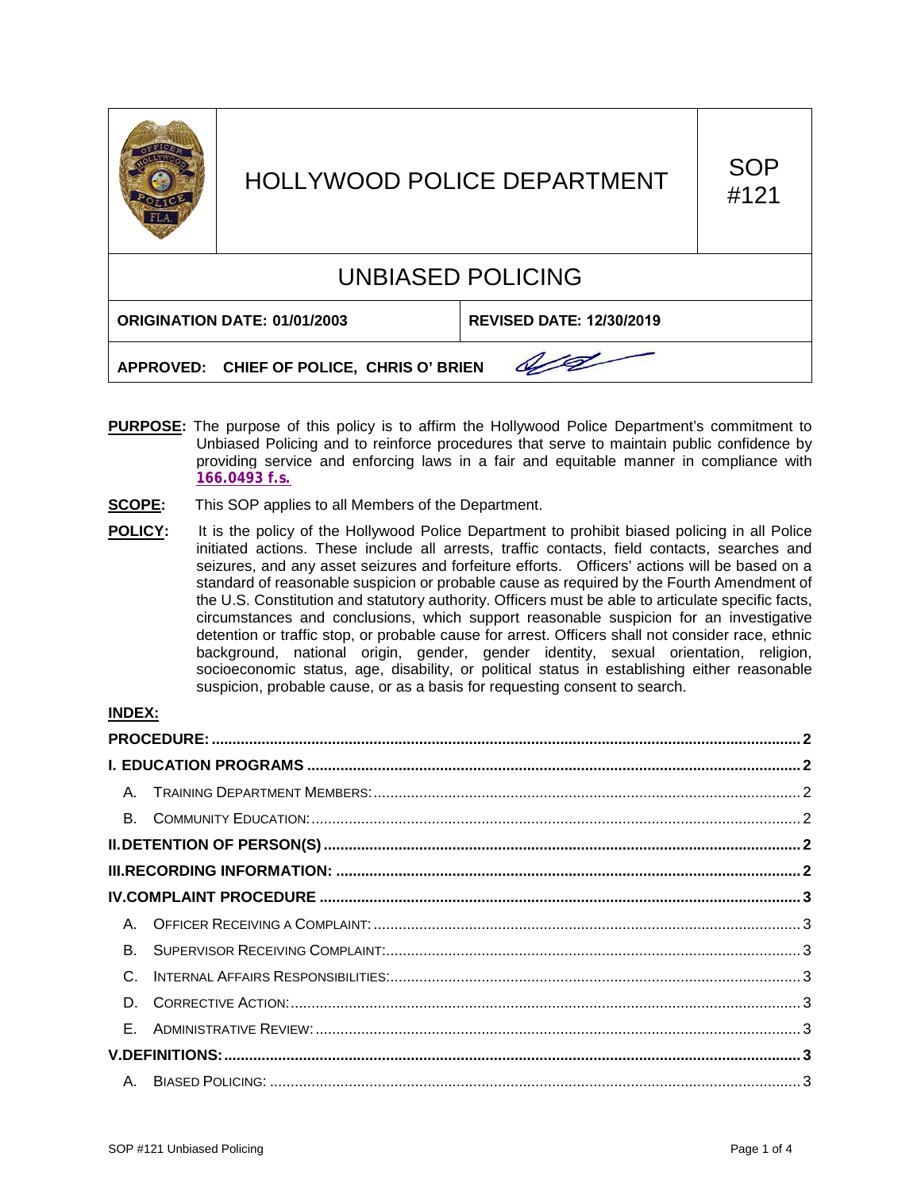| | HOLLYWOOD POLICE DEPARTMENT | SOP #121 |
|---|---|---|

# UNBIASED POLICING

| ORIGINATION DATE: 01/01/2003 | REVISED DATE: 12/30/2019 |
|---|---|

**APPROVED: CHIEF OF POLICE, CHRIS O' BRIEN**

**PURPOSE:** The purpose of this policy is to affirm the Hollywood Police Department's commitment to Unbiased Policing and to reinforce procedures that serve to maintain public confidence by providing service and enforcing laws in a fair and equitable manner in compliance with **166.0493 f.s.**

**SCOPE:** This SOP applies to all Members of the Department.

**POLICY:** It is the policy of the Hollywood Police Department to prohibit biased policing in all Police initiated actions. These include all arrests, traffic contacts, field contacts, searches and seizures, and any asset seizures and forfeiture efforts. Officers' actions will be based on a standard of reasonable suspicion or probable cause as required by the Fourth Amendment of the U.S. Constitution and statutory authority. Officers must be able to articulate specific facts, circumstances and conclusions, which support reasonable suspicion for an investigative detention or traffic stop, or probable cause for arrest. Officers shall not consider race, ethnic background, national origin, gender, gender identity, sexual orientation, religion, socioeconomic status, age, disability, or political status in establishing either reasonable suspicion, probable cause, or as a basis for requesting consent to search.

**INDEX:**

**PROCEDURE:** ..... 2

**I. EDUCATION PROGRAMS** ..... 2

- A. TRAINING DEPARTMENT MEMBERS: ..... 2
- B. COMMUNITY EDUCATION: ..... 2

**II. DETENTION OF PERSON(S)** ..... 2

**III. RECORDING INFORMATION:** ..... 2

**IV. COMPLAINT PROCEDURE** ..... 3

- A. OFFICER RECEIVING A COMPLAINT: ..... 3
- B. SUPERVISOR RECEIVING COMPLAINT: ..... 3
- C. INTERNAL AFFAIRS RESPONSIBILITIES: ..... 3
- D. CORRECTIVE ACTION: ..... 3
- E. ADMINISTRATIVE REVIEW: ..... 3

**V. DEFINITIONS:** ..... 3

- A. BIASED POLICING: ..... 3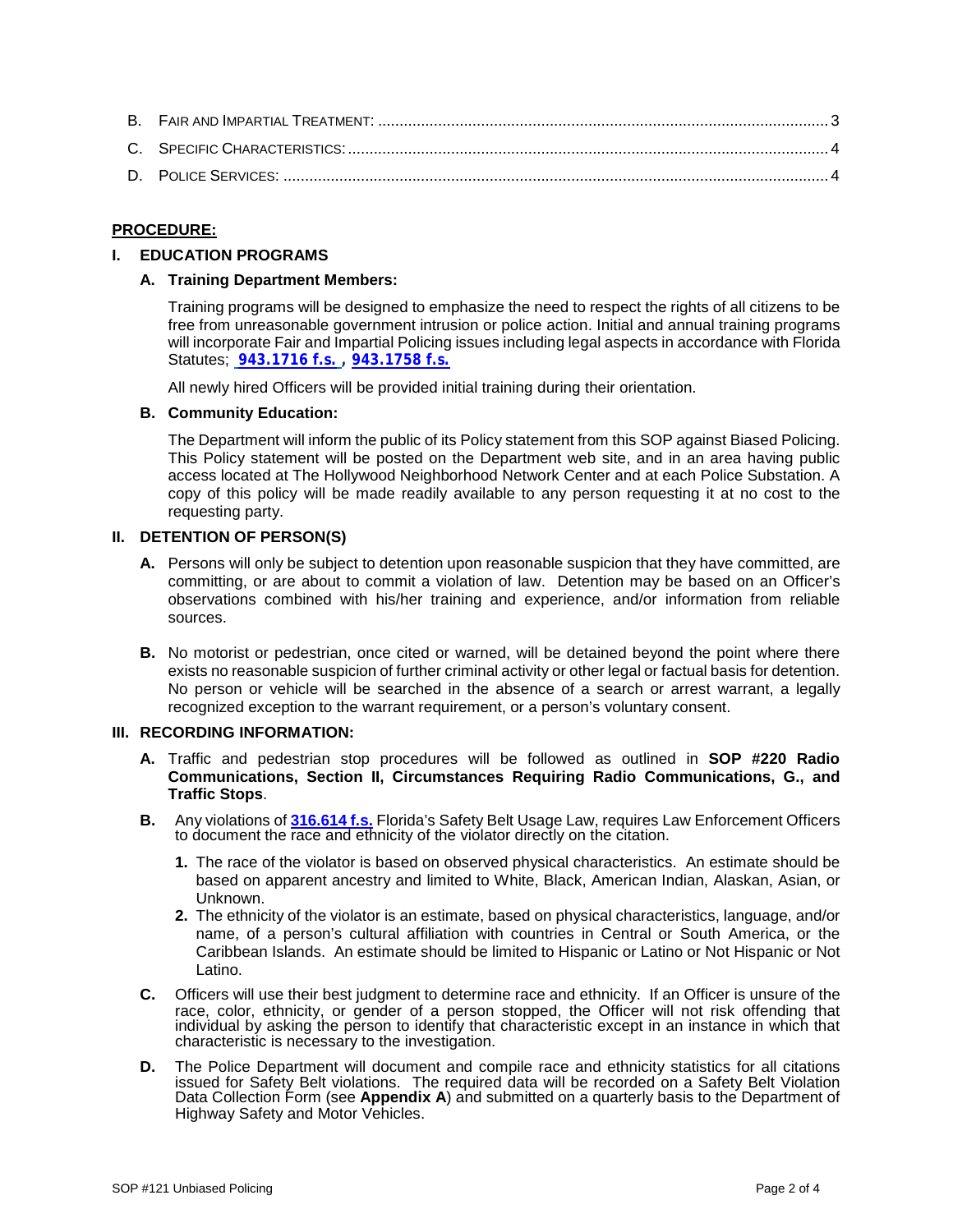B. Fair and Impartial Treatment: 3
C. Specific Characteristics: 4
D. Police Services: 4

**PROCEDURE:**

**I. EDUCATION PROGRAMS**

**A. Training Department Members:**

Training programs will be designed to emphasize the need to respect the rights of all citizens to be free from unreasonable government intrusion or police action. Initial and annual training programs will incorporate Fair and Impartial Policing issues including legal aspects in accordance with Florida Statutes; 943.1716 f.s. , 943.1758 f.s.

All newly hired Officers will be provided initial training during their orientation.

**B. Community Education:**

The Department will inform the public of its Policy statement from this SOP against Biased Policing. This Policy statement will be posted on the Department web site, and in an area having public access located at The Hollywood Neighborhood Network Center and at each Police Substation. A copy of this policy will be made readily available to any person requesting it at no cost to the requesting party.

**II. DETENTION OF PERSON(S)**

**A.** Persons will only be subject to detention upon reasonable suspicion that they have committed, are committing, or are about to commit a violation of law. Detention may be based on an Officer's observations combined with his/her training and experience, and/or information from reliable sources.

**B.** No motorist or pedestrian, once cited or warned, will be detained beyond the point where there exists no reasonable suspicion of further criminal activity or other legal or factual basis for detention. No person or vehicle will be searched in the absence of a search or arrest warrant, a legally recognized exception to the warrant requirement, or a person's voluntary consent.

**III. RECORDING INFORMATION:**

**A.** Traffic and pedestrian stop procedures will be followed as outlined in **SOP #220 Radio Communications, Section II, Circumstances Requiring Radio Communications, G., and Traffic Stops**.

**B.** Any violations of 316.614 f.s. Florida's Safety Belt Usage Law, requires Law Enforcement Officers to document the race and ethnicity of the violator directly on the citation.

1. The race of the violator is based on observed physical characteristics. An estimate should be based on apparent ancestry and limited to White, Black, American Indian, Alaskan, Asian, or Unknown.
2. The ethnicity of the violator is an estimate, based on physical characteristics, language, and/or name, of a person's cultural affiliation with countries in Central or South America, or the Caribbean Islands. An estimate should be limited to Hispanic or Latino or Not Hispanic or Not Latino.

**C.** Officers will use their best judgment to determine race and ethnicity. If an Officer is unsure of the race, color, ethnicity, or gender of a person stopped, the Officer will not risk offending that individual by asking the person to identify that characteristic except in an instance in which that characteristic is necessary to the investigation.

**D.** The Police Department will document and compile race and ethnicity statistics for all citations issued for Safety Belt violations. The required data will be recorded on a Safety Belt Violation Data Collection Form (see **Appendix A**) and submitted on a quarterly basis to the Department of Highway Safety and Motor Vehicles.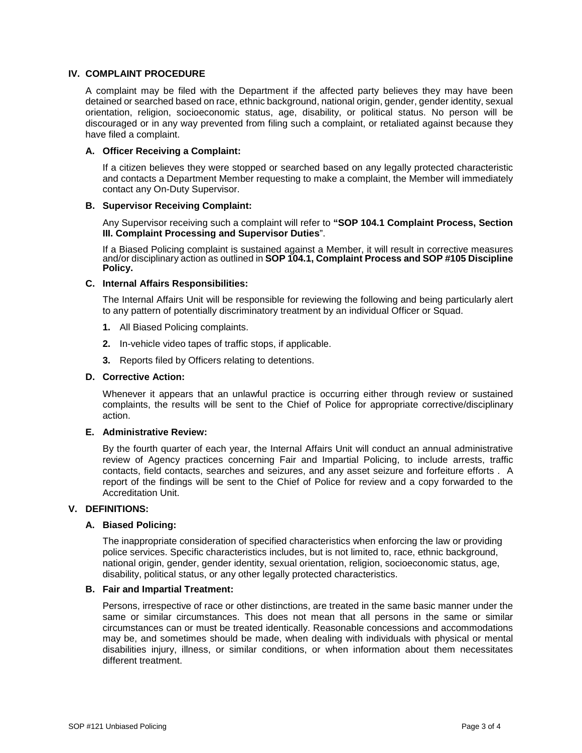## IV. COMPLAINT PROCEDURE

A complaint may be filed with the Department if the affected party believes they may have been detained or searched based on race, ethnic background, national origin, gender, gender identity, sexual orientation, religion, socioeconomic status, age, disability, or political status. No person will be discouraged or in any way prevented from filing such a complaint, or retaliated against because they have filed a complaint.

### A. Officer Receiving a Complaint:

If a citizen believes they were stopped or searched based on any legally protected characteristic and contacts a Department Member requesting to make a complaint, the Member will immediately contact any On-Duty Supervisor.

### B. Supervisor Receiving Complaint:

Any Supervisor receiving such a complaint will refer to **"SOP 104.1 Complaint Process, Section III. Complaint Processing and Supervisor Duties**".

If a Biased Policing complaint is sustained against a Member, it will result in corrective measures and/or disciplinary action as outlined in **SOP 104.1, Complaint Process and SOP #105 Discipline Policy.**

### C. Internal Affairs Responsibilities:

The Internal Affairs Unit will be responsible for reviewing the following and being particularly alert to any pattern of potentially discriminatory treatment by an individual Officer or Squad.

1. All Biased Policing complaints.
2. In-vehicle video tapes of traffic stops, if applicable.
3. Reports filed by Officers relating to detentions.

### D. Corrective Action:

Whenever it appears that an unlawful practice is occurring either through review or sustained complaints, the results will be sent to the Chief of Police for appropriate corrective/disciplinary action.

### E. Administrative Review:

By the fourth quarter of each year, the Internal Affairs Unit will conduct an annual administrative review of Agency practices concerning Fair and Impartial Policing, to include arrests, traffic contacts, field contacts, searches and seizures, and any asset seizure and forfeiture efforts . A report of the findings will be sent to the Chief of Police for review and a copy forwarded to the Accreditation Unit.

## V. DEFINITIONS:

### A. Biased Policing:

The inappropriate consideration of specified characteristics when enforcing the law or providing police services. Specific characteristics includes, but is not limited to, race, ethnic background, national origin, gender, gender identity, sexual orientation, religion, socioeconomic status, age, disability, political status, or any other legally protected characteristics.

### B. Fair and Impartial Treatment:

Persons, irrespective of race or other distinctions, are treated in the same basic manner under the same or similar circumstances. This does not mean that all persons in the same or similar circumstances can or must be treated identically. Reasonable concessions and accommodations may be, and sometimes should be made, when dealing with individuals with physical or mental disabilities injury, illness, or similar conditions, or when information about them necessitates different treatment.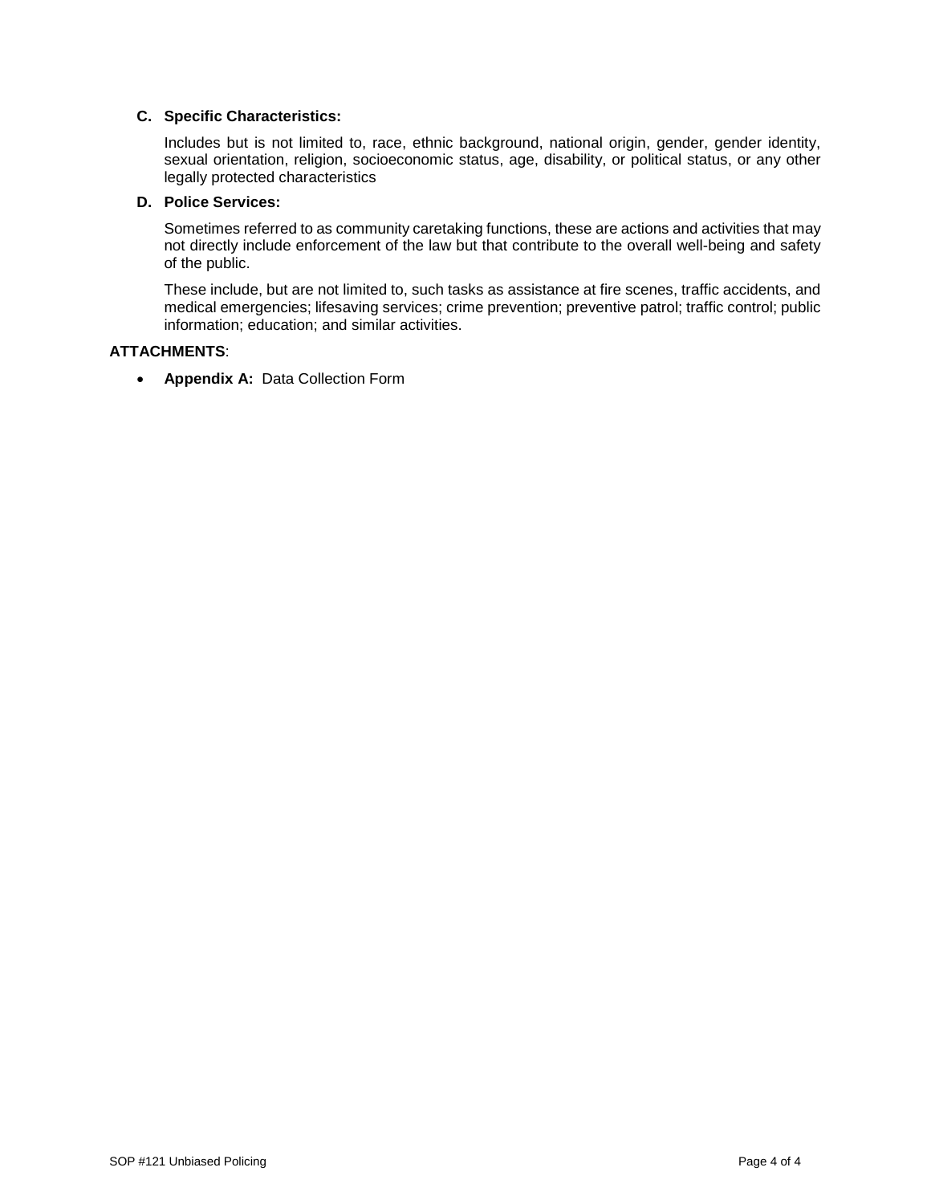**C. Specific Characteristics:**

Includes but is not limited to, race, ethnic background, national origin, gender, gender identity, sexual orientation, religion, socioeconomic status, age, disability, or political status, or any other legally protected characteristics

**D. Police Services:**

Sometimes referred to as community caretaking functions, these are actions and activities that may not directly include enforcement of the law but that contribute to the overall well-being and safety of the public.

These include, but are not limited to, such tasks as assistance at fire scenes, traffic accidents, and medical emergencies; lifesaving services; crime prevention; preventive patrol; traffic control; public information; education; and similar activities.

**ATTACHMENTS**:

- **Appendix A:** Data Collection Form